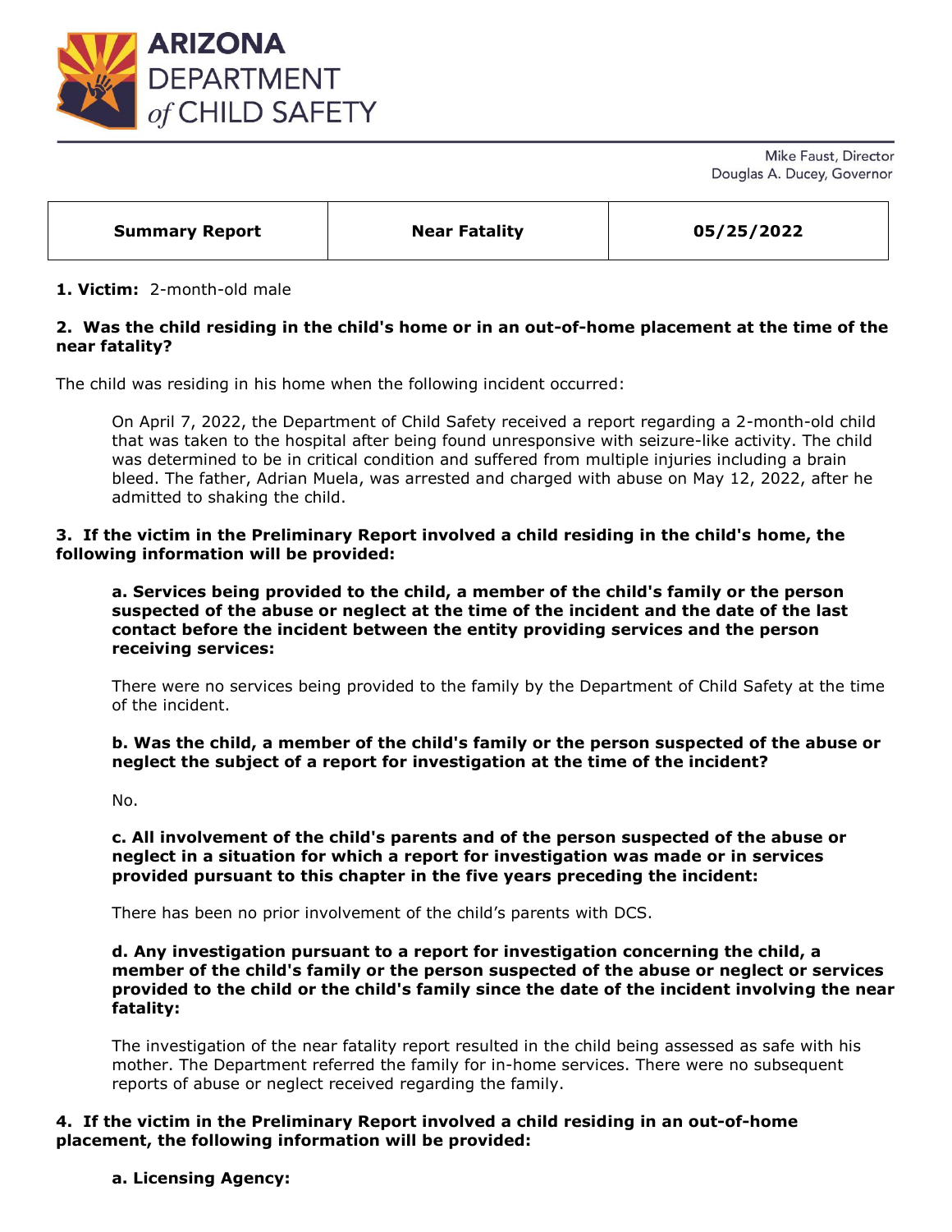# ARIZONA DEPARTMENT *of* CHILD SAFETY

Mike Faust, Director
Douglas A. Ducey, Governor

| **Summary Report** | **Near Fatality** | **05/25/2022** |
|---|---|---|

**1. Victim:** 2-month-old male

**2. Was the child residing in the child's home or in an out-of-home placement at the time of the near fatality?**

The child was residing in his home when the following incident occurred:

> On April 7, 2022, the Department of Child Safety received a report regarding a 2-month-old child that was taken to the hospital after being found unresponsive with seizure-like activity. The child was determined to be in critical condition and suffered from multiple injuries including a brain bleed. The father, Adrian Muela, was arrested and charged with abuse on May 12, 2022, after he admitted to shaking the child.

**3. If the victim in the Preliminary Report involved a child residing in the child's home, the following information will be provided:**

**a. Services being provided to the child, a member of the child's family or the person suspected of the abuse or neglect at the time of the incident and the date of the last contact before the incident between the entity providing services and the person receiving services:**

There were no services being provided to the family by the Department of Child Safety at the time of the incident.

**b. Was the child, a member of the child's family or the person suspected of the abuse or neglect the subject of a report for investigation at the time of the incident?**

No.

**c. All involvement of the child's parents and of the person suspected of the abuse or neglect in a situation for which a report for investigation was made or in services provided pursuant to this chapter in the five years preceding the incident:**

There has been no prior involvement of the child's parents with DCS.

**d. Any investigation pursuant to a report for investigation concerning the child, a member of the child's family or the person suspected of the abuse or neglect or services provided to the child or the child's family since the date of the incident involving the near fatality:**

The investigation of the near fatality report resulted in the child being assessed as safe with his mother. The Department referred the family for in-home services. There were no subsequent reports of abuse or neglect received regarding the family.

**4. If the victim in the Preliminary Report involved a child residing in an out-of-home placement, the following information will be provided:**

**a. Licensing Agency:**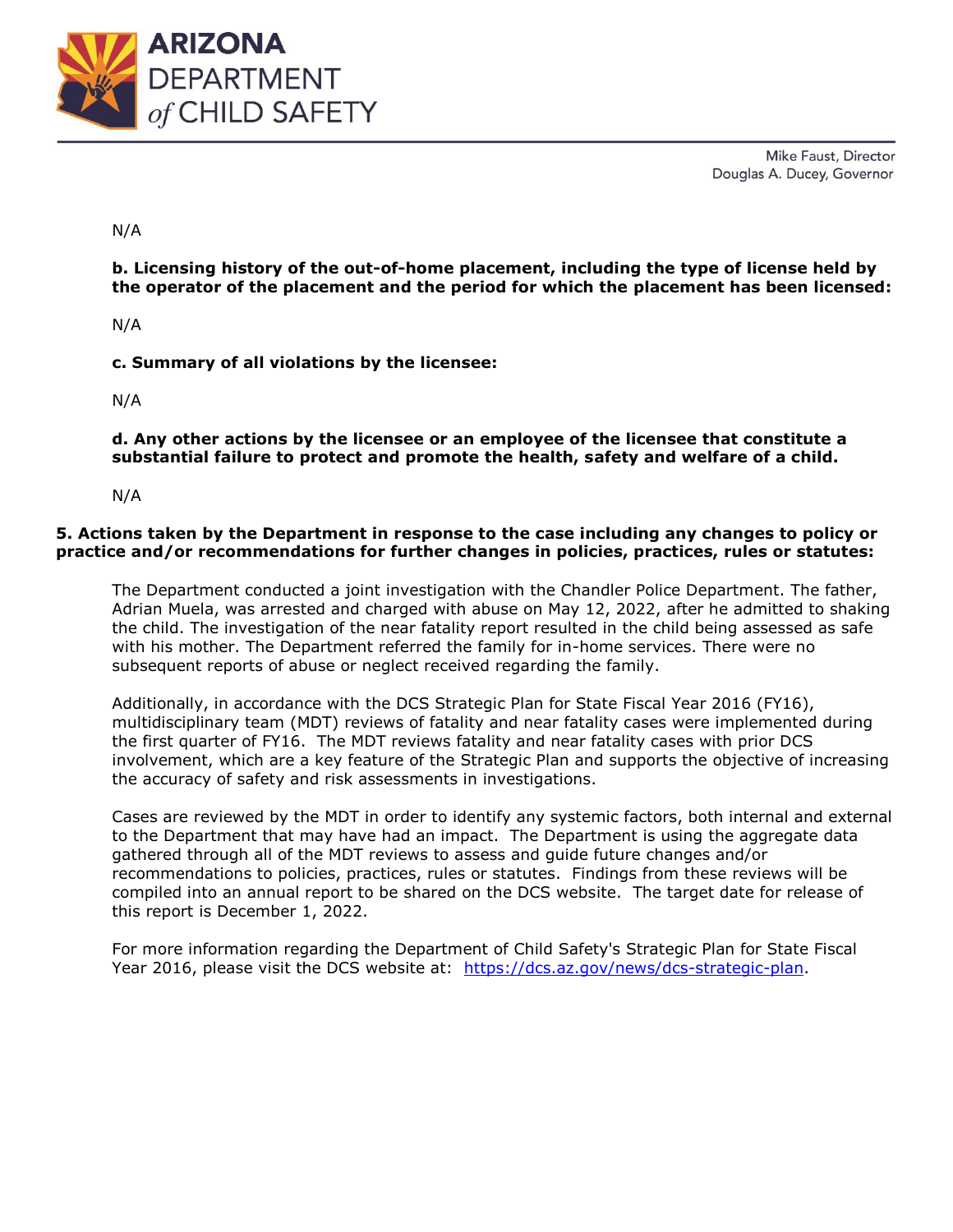N/A

**b. Licensing history of the out-of-home placement, including the type of license held by the operator of the placement and the period for which the placement has been licensed:**

N/A

**c. Summary of all violations by the licensee:**

N/A

**d. Any other actions by the licensee or an employee of the licensee that constitute a substantial failure to protect and promote the health, safety and welfare of a child.**

N/A

**5. Actions taken by the Department in response to the case including any changes to policy or practice and/or recommendations for further changes in policies, practices, rules or statutes:**

The Department conducted a joint investigation with the Chandler Police Department. The father, Adrian Muela, was arrested and charged with abuse on May 12, 2022, after he admitted to shaking the child. The investigation of the near fatality report resulted in the child being assessed as safe with his mother. The Department referred the family for in-home services. There were no subsequent reports of abuse or neglect received regarding the family.

Additionally, in accordance with the DCS Strategic Plan for State Fiscal Year 2016 (FY16), multidisciplinary team (MDT) reviews of fatality and near fatality cases were implemented during the first quarter of FY16. The MDT reviews fatality and near fatality cases with prior DCS involvement, which are a key feature of the Strategic Plan and supports the objective of increasing the accuracy of safety and risk assessments in investigations.

Cases are reviewed by the MDT in order to identify any systemic factors, both internal and external to the Department that may have had an impact. The Department is using the aggregate data gathered through all of the MDT reviews to assess and guide future changes and/or recommendations to policies, practices, rules or statutes. Findings from these reviews will be compiled into an annual report to be shared on the DCS website. The target date for release of this report is December 1, 2022.

For more information regarding the Department of Child Safety's Strategic Plan for State Fiscal Year 2016, please visit the DCS website at: https://dcs.az.gov/news/dcs-strategic-plan.